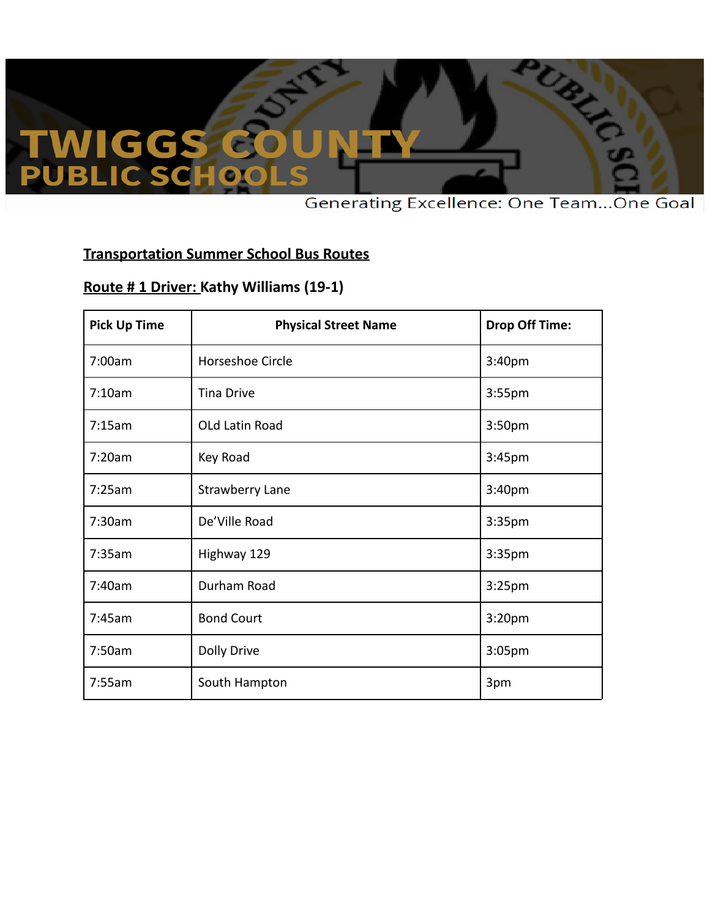# TWIGGS COUNTY PUBLIC SCHOOLS

Generating Excellence: One Team...One Goal

**Transportation Summer School Bus Routes**

**Route # 1 Driver: Kathy Williams (19-1)**

| Pick Up Time | Physical Street Name | Drop Off Time: |
|---|---|---|
| 7:00am | Horseshoe Circle | 3:40pm |
| 7:10am | Tina Drive | 3:55pm |
| 7:15am | OLd Latin Road | 3:50pm |
| 7:20am | Key Road | 3:45pm |
| 7:25am | Strawberry Lane | 3:40pm |
| 7:30am | De'Ville Road | 3:35pm |
| 7:35am | Highway 129 | 3:35pm |
| 7:40am | Durham Road | 3:25pm |
| 7:45am | Bond Court | 3:20pm |
| 7:50am | Dolly Drive | 3:05pm |
| 7:55am | South Hampton | 3pm |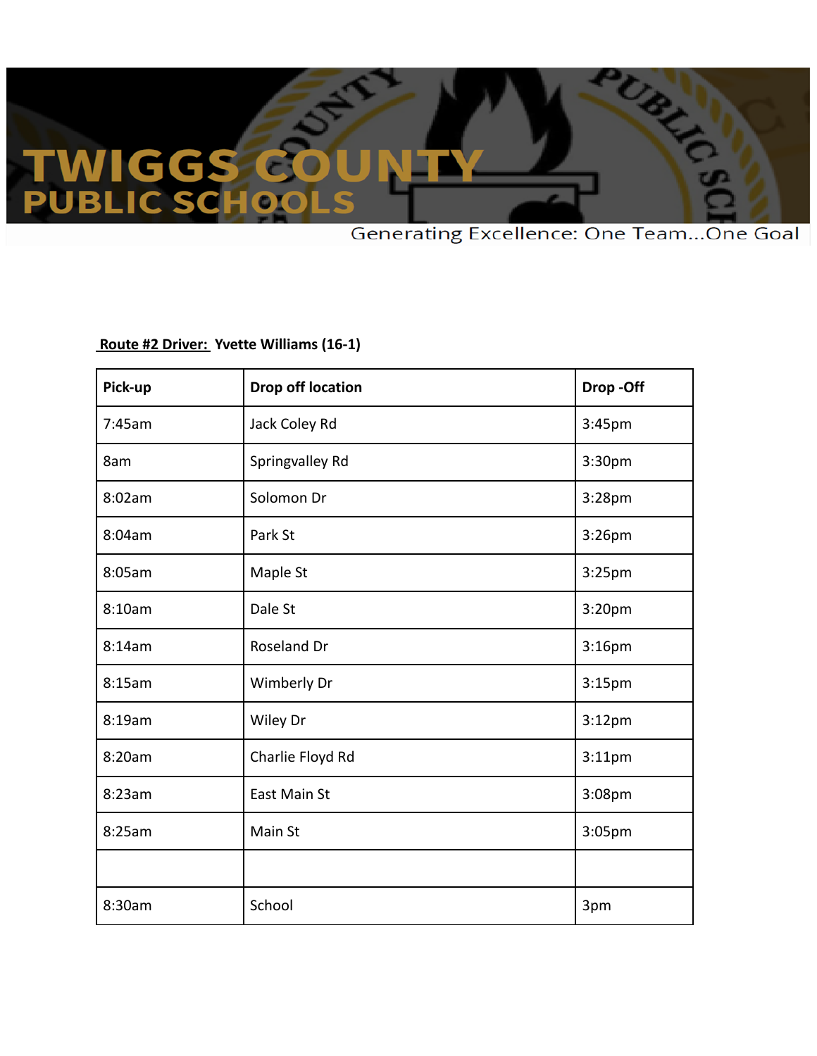# TWIGGS COUNTY PUBLIC SCHOOLS

Generating Excellence: One Team...One Goal

**Route #2 Driver: Yvette Williams (16-1)**

| Pick-up | Drop off location | Drop -Off |
| --- | --- | --- |
| 7:45am | Jack Coley Rd | 3:45pm |
| 8am | Springvalley Rd | 3:30pm |
| 8:02am | Solomon Dr | 3:28pm |
| 8:04am | Park St | 3:26pm |
| 8:05am | Maple St | 3:25pm |
| 8:10am | Dale St | 3:20pm |
| 8:14am | Roseland Dr | 3:16pm |
| 8:15am | Wimberly Dr | 3:15pm |
| 8:19am | Wiley Dr | 3:12pm |
| 8:20am | Charlie Floyd Rd | 3:11pm |
| 8:23am | East Main St | 3:08pm |
| 8:25am | Main St | 3:05pm |
| | | |
| 8:30am | School | 3pm |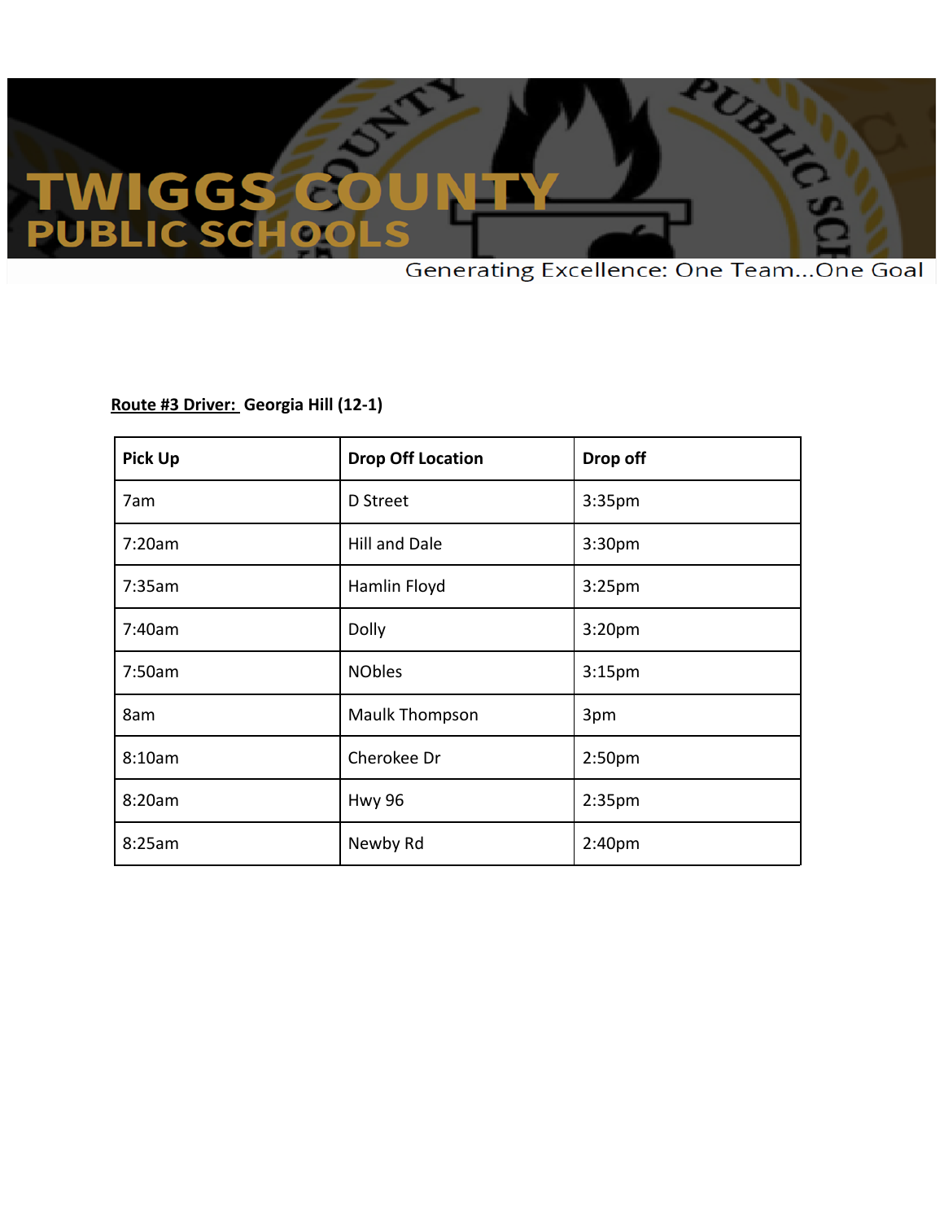# TWIGGS COUNTY PUBLIC SCHOOLS

Generating Excellence: One Team...One Goal

**Route #3 Driver: Georgia Hill (12-1)**

| Pick Up | Drop Off Location | Drop off |
|---|---|---|
| 7am | D Street | 3:35pm |
| 7:20am | Hill and Dale | 3:30pm |
| 7:35am | Hamlin Floyd | 3:25pm |
| 7:40am | Dolly | 3:20pm |
| 7:50am | NObles | 3:15pm |
| 8am | Maulk Thompson | 3pm |
| 8:10am | Cherokee Dr | 2:50pm |
| 8:20am | Hwy 96 | 2:35pm |
| 8:25am | Newby Rd | 2:40pm |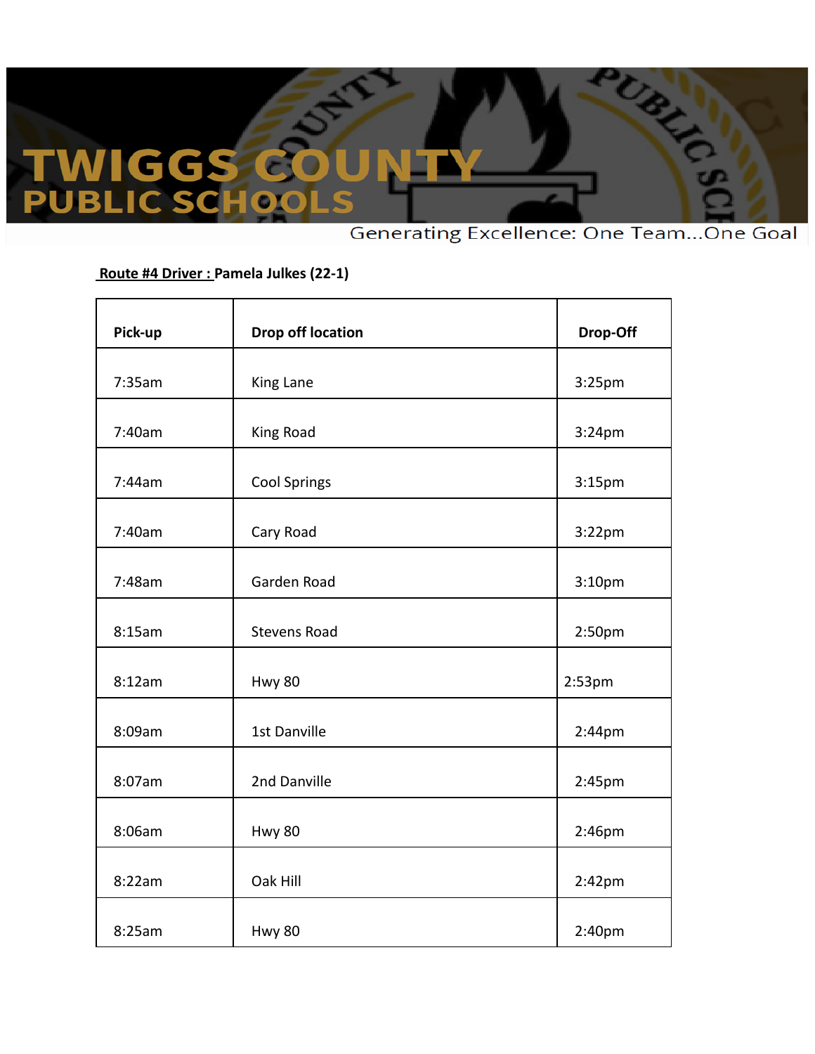**Route #4 Driver :** **Pamela Julkes (22-1)**

| Pick-up | Drop off location | Drop-Off |
|---|---|---|
| 7:35am | King Lane | 3:25pm |
| 7:40am | King Road | 3:24pm |
| 7:44am | Cool Springs | 3:15pm |
| 7:40am | Cary Road | 3:22pm |
| 7:48am | Garden Road | 3:10pm |
| 8:15am | Stevens Road | 2:50pm |
| 8:12am | Hwy 80 | 2:53pm |
| 8:09am | 1st Danville | 2:44pm |
| 8:07am | 2nd Danville | 2:45pm |
| 8:06am | Hwy 80 | 2:46pm |
| 8:22am | Oak Hill | 2:42pm |
| 8:25am | Hwy 80 | 2:40pm |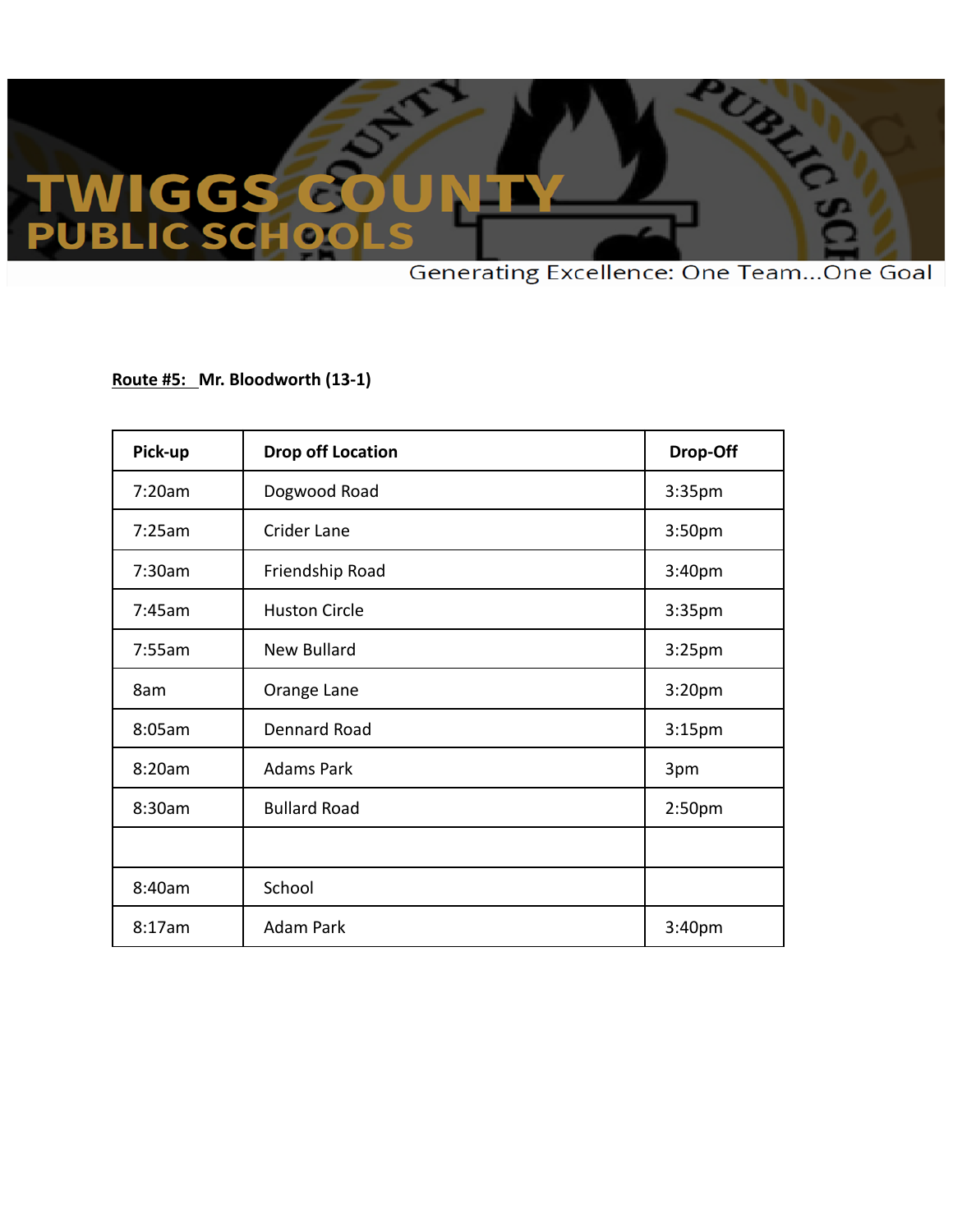TWIGGS COUNTY PUBLIC SCHOOLS

Generating Excellence: One Team...One Goal

**Route #5: Mr. Bloodworth (13-1)**

| Pick-up | Drop off Location | Drop-Off |
|---|---|---|
| 7:20am | Dogwood Road | 3:35pm |
| 7:25am | Crider Lane | 3:50pm |
| 7:30am | Friendship Road | 3:40pm |
| 7:45am | Huston Circle | 3:35pm |
| 7:55am | New Bullard | 3:25pm |
| 8am | Orange Lane | 3:20pm |
| 8:05am | Dennard Road | 3:15pm |
| 8:20am | Adams Park | 3pm |
| 8:30am | Bullard Road | 2:50pm |
| | | |
| 8:40am | School | |
| 8:17am | Adam Park | 3:40pm |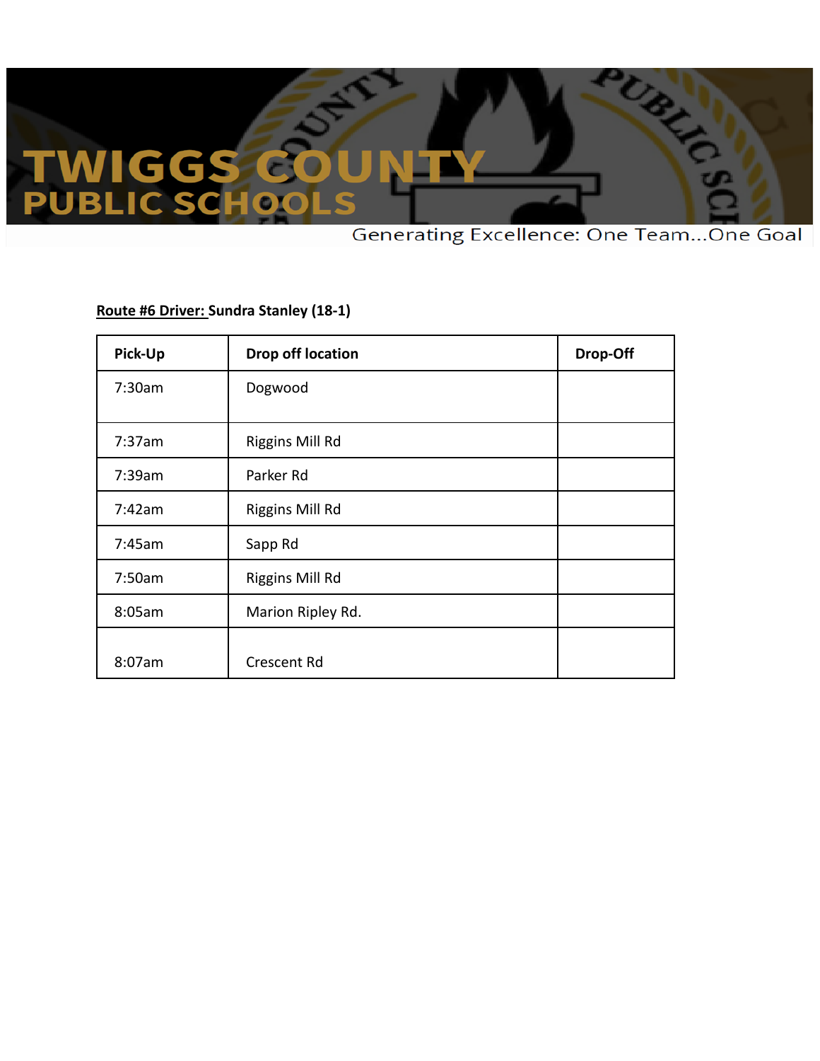**Route #6 Driver: Sundra Stanley (18-1)**

| Pick-Up | Drop off location | Drop-Off |
|---|---|---|
| 7:30am | Dogwood | |
| 7:37am | Riggins Mill Rd | |
| 7:39am | Parker Rd | |
| 7:42am | Riggins Mill Rd | |
| 7:45am | Sapp Rd | |
| 7:50am | Riggins Mill Rd | |
| 8:05am | Marion Ripley Rd. | |
| 8:07am | Crescent Rd | |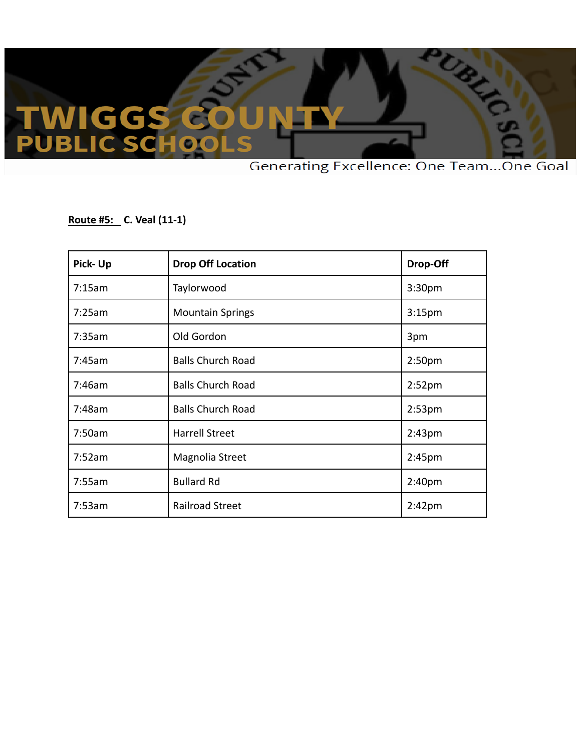# TWIGGS COUNTY PUBLIC SCHOOLS

Generating Excellence: One Team...One Goal

**Route #5:** **C. Veal (11-1)**

| Pick- Up | Drop Off Location | Drop-Off |
|---|---|---|
| 7:15am | Taylorwood | 3:30pm |
| 7:25am | Mountain Springs | 3:15pm |
| 7:35am | Old Gordon | 3pm |
| 7:45am | Balls Church Road | 2:50pm |
| 7:46am | Balls Church Road | 2:52pm |
| 7:48am | Balls Church Road | 2:53pm |
| 7:50am | Harrell Street | 2:43pm |
| 7:52am | Magnolia Street | 2:45pm |
| 7:55am | Bullard Rd | 2:40pm |
| 7:53am | Railroad Street | 2:42pm |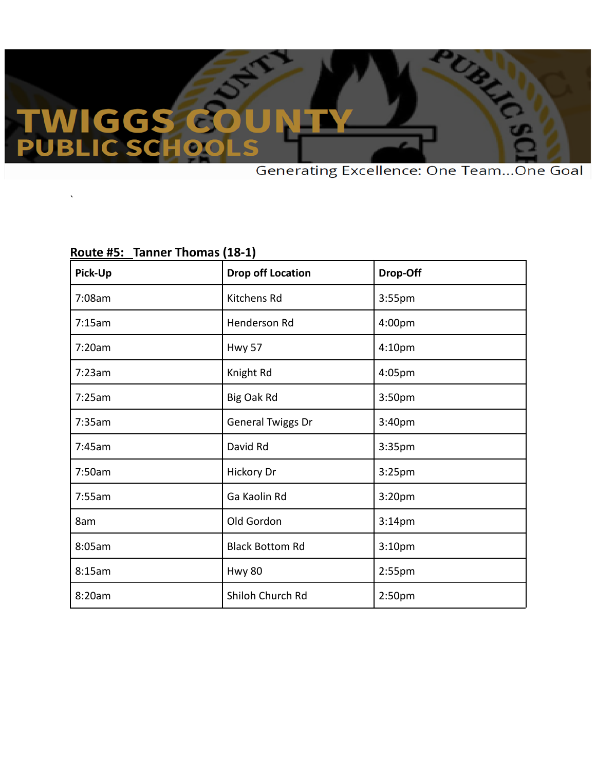# TWIGGS COUNTY
## PUBLIC SCHOOLS

Generating Excellence: One Team...One Goal

`

**Route #5: Tanner Thomas (18-1)**

| Pick-Up | Drop off Location | Drop-Off |
|---|---|---|
| 7:08am | Kitchens Rd | 3:55pm |
| 7:15am | Henderson Rd | 4:00pm |
| 7:20am | Hwy 57 | 4:10pm |
| 7:23am | Knight Rd | 4:05pm |
| 7:25am | Big Oak Rd | 3:50pm |
| 7:35am | General Twiggs Dr | 3:40pm |
| 7:45am | David Rd | 3:35pm |
| 7:50am | Hickory Dr | 3:25pm |
| 7:55am | Ga Kaolin Rd | 3:20pm |
| 8am | Old Gordon | 3:14pm |
| 8:05am | Black Bottom Rd | 3:10pm |
| 8:15am | Hwy 80 | 2:55pm |
| 8:20am | Shiloh Church Rd | 2:50pm |